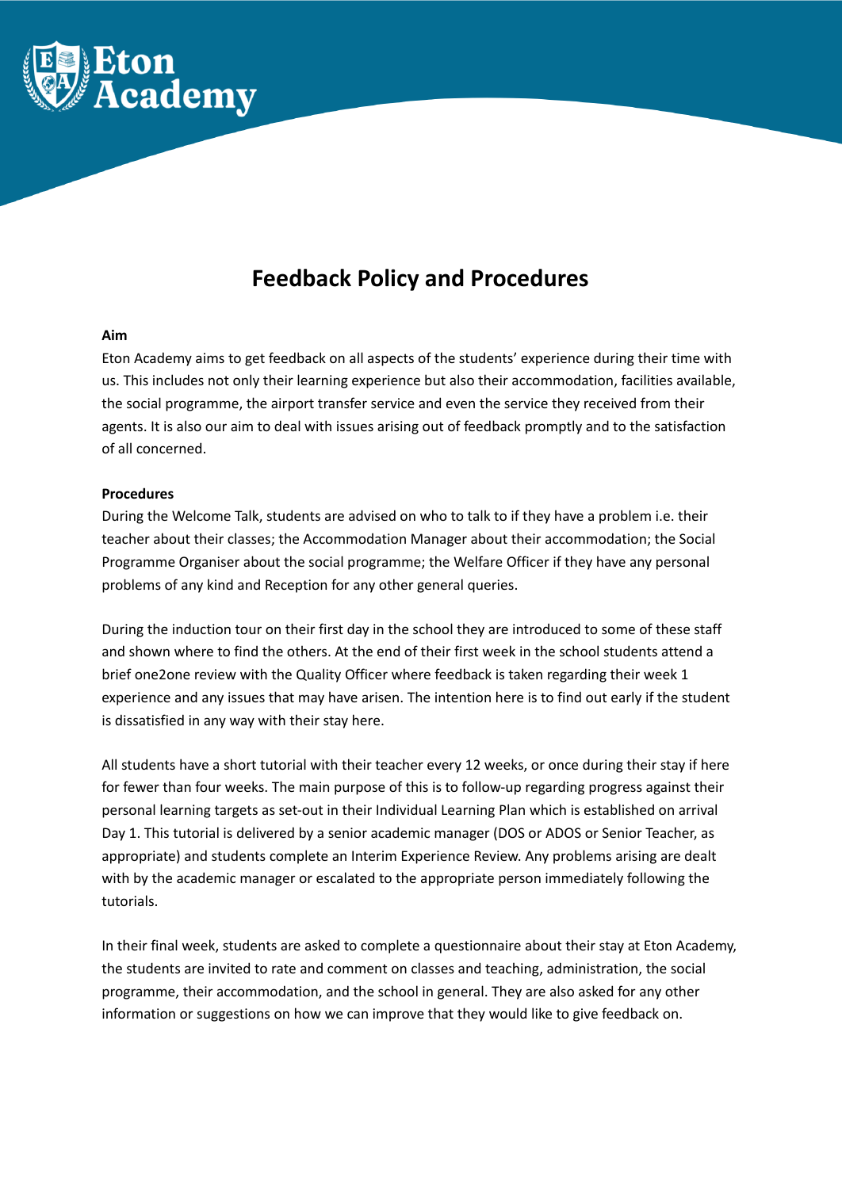# Feedback Policy and Procedures

**Aim**

Eton Academy aims to get feedback on all aspects of the students' experience during their time with us. This includes not only their learning experience but also their accommodation, facilities available, the social programme, the airport transfer service and even the service they received from their agents. It is also our aim to deal with issues arising out of feedback promptly and to the satisfaction of all concerned.

**Procedures**

During the Welcome Talk, students are advised on who to talk to if they have a problem i.e. their teacher about their classes; the Accommodation Manager about their accommodation; the Social Programme Organiser about the social programme; the Welfare Officer if they have any personal problems of any kind and Reception for any other general queries.

During the induction tour on their first day in the school they are introduced to some of these staff and shown where to find the others. At the end of their first week in the school students attend a brief one2one review with the Quality Officer where feedback is taken regarding their week 1 experience and any issues that may have arisen. The intention here is to find out early if the student is dissatisfied in any way with their stay here.

All students have a short tutorial with their teacher every 12 weeks, or once during their stay if here for fewer than four weeks. The main purpose of this is to follow-up regarding progress against their personal learning targets as set-out in their Individual Learning Plan which is established on arrival Day 1. This tutorial is delivered by a senior academic manager (DOS or ADOS or Senior Teacher, as appropriate) and students complete an Interim Experience Review. Any problems arising are dealt with by the academic manager or escalated to the appropriate person immediately following the tutorials.

In their final week, students are asked to complete a questionnaire about their stay at Eton Academy, the students are invited to rate and comment on classes and teaching, administration, the social programme, their accommodation, and the school in general. They are also asked for any other information or suggestions on how we can improve that they would like to give feedback on.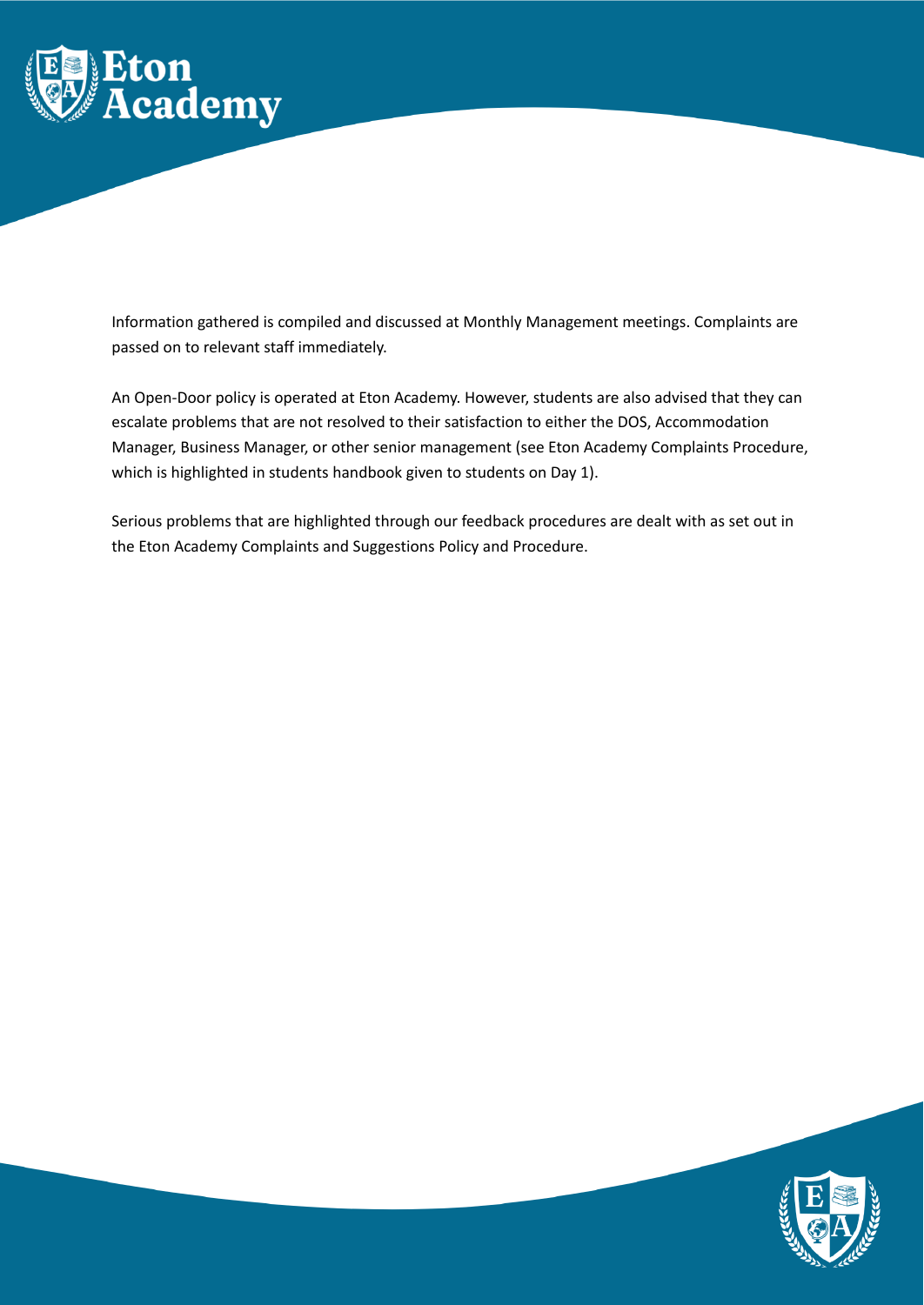Information gathered is compiled and discussed at Monthly Management meetings. Complaints are passed on to relevant staff immediately.

An Open-Door policy is operated at Eton Academy. However, students are also advised that they can escalate problems that are not resolved to their satisfaction to either the DOS, Accommodation Manager, Business Manager, or other senior management (see Eton Academy Complaints Procedure, which is highlighted in students handbook given to students on Day 1).

Serious problems that are highlighted through our feedback procedures are dealt with as set out in the Eton Academy Complaints and Suggestions Policy and Procedure.